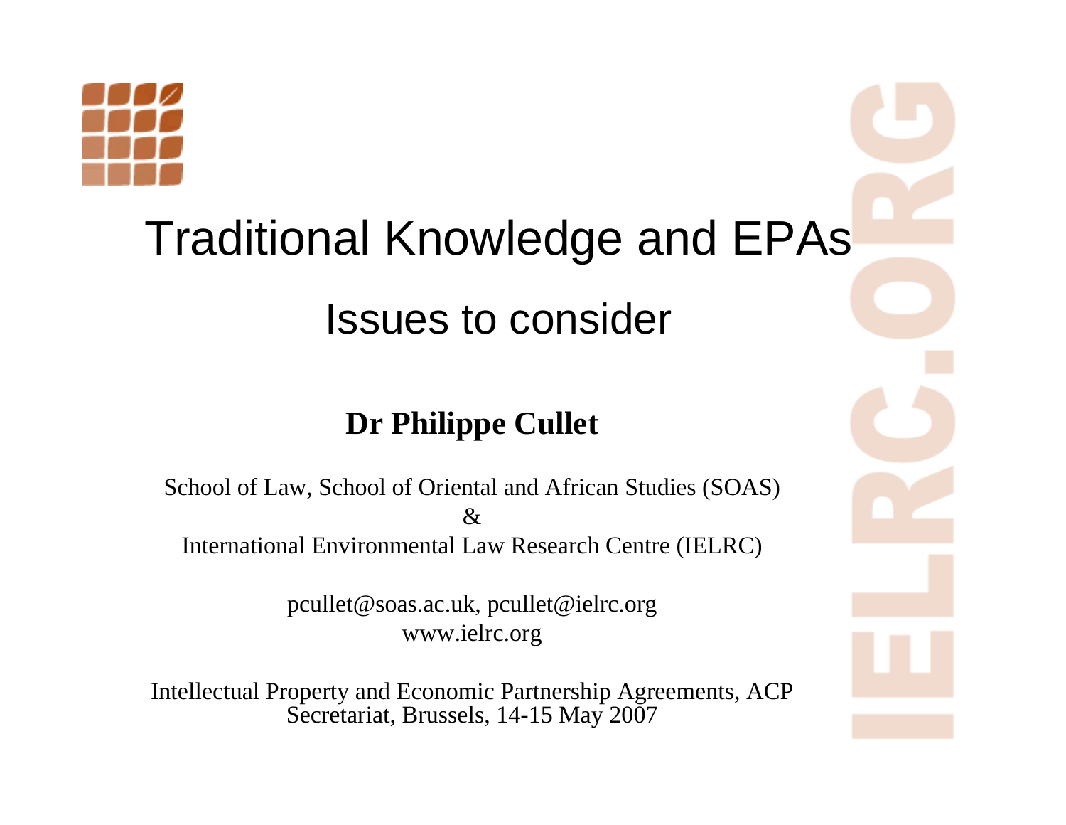# Traditional Knowledge and EPAs

## Issues to consider

**Dr Philippe Cullet**

School of Law, School of Oriental and African Studies (SOAS)
&
International Environmental Law Research Centre (IELRC)

pcullet@soas.ac.uk, pcullet@ielrc.org
www.ielrc.org

Intellectual Property and Economic Partnership Agreements, ACP Secretariat, Brussels, 14-15 May 2007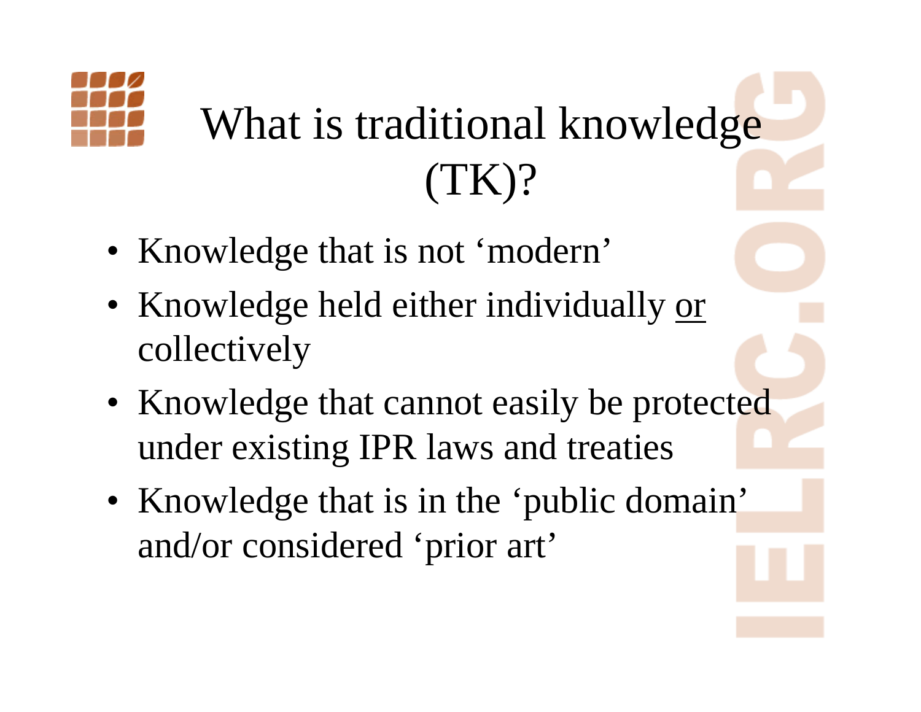# What is traditional knowledge (TK)?

- Knowledge that is not ‘modern’
- Knowledge held either individually or collectively
- Knowledge that cannot easily be protected under existing IPR laws and treaties
- Knowledge that is in the ‘public domain’ and/or considered ‘prior art’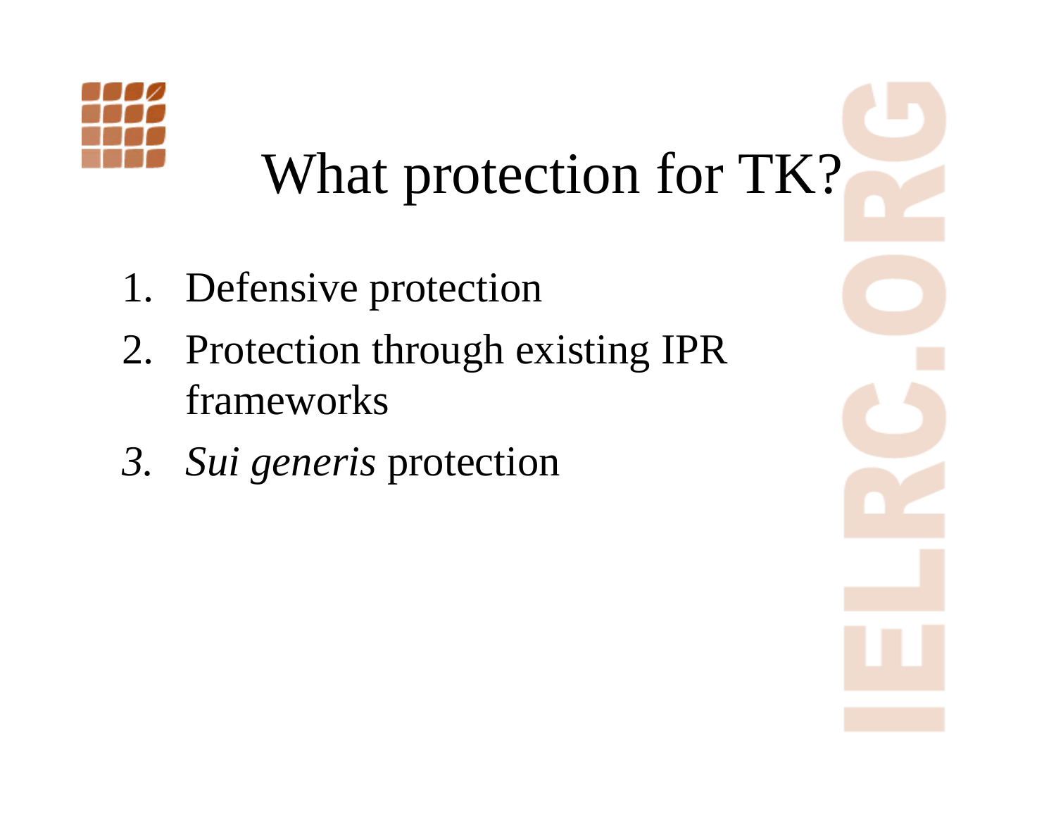# What protection for TK?

1. Defensive protection
2. Protection through existing IPR frameworks
3. *Sui generis* protection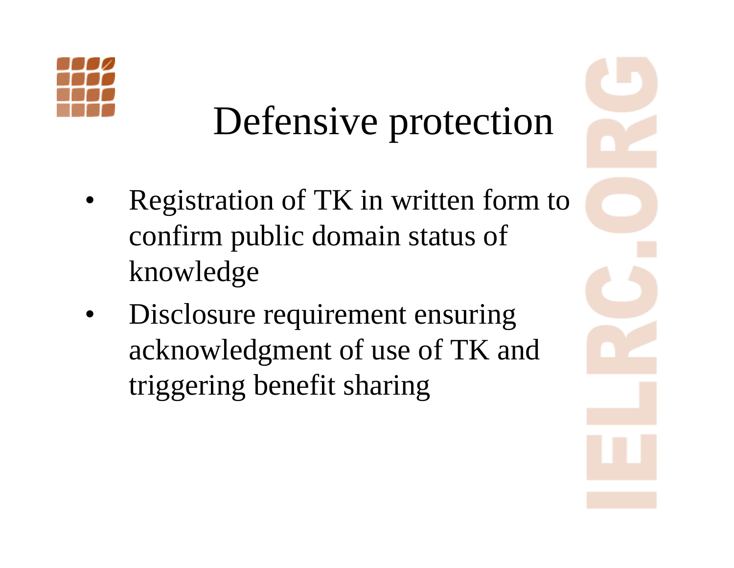# Defensive protection

- Registration of TK in written form to confirm public domain status of knowledge
- Disclosure requirement ensuring acknowledgment of use of TK and triggering benefit sharing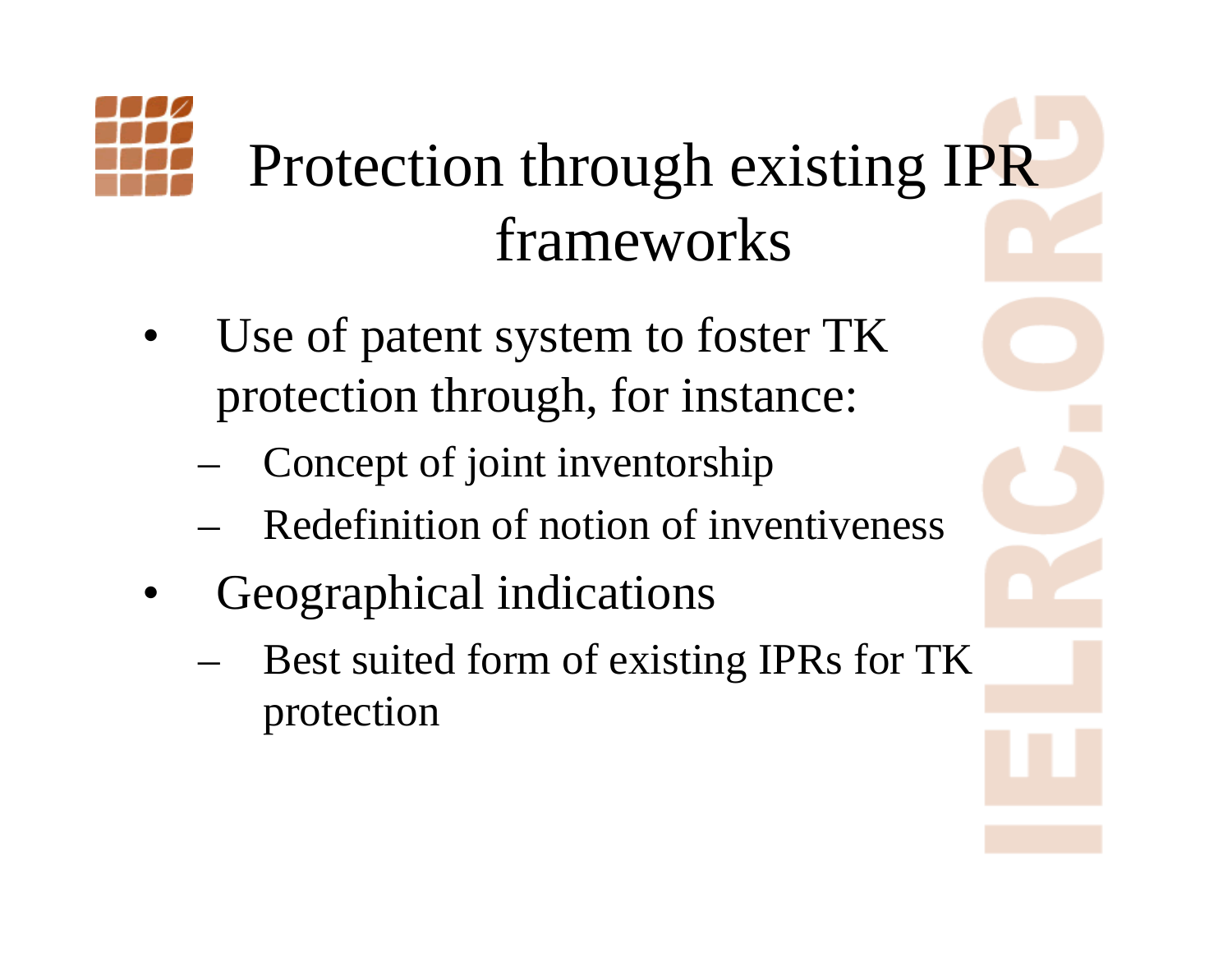# Protection through existing IPR frameworks

- Use of patent system to foster TK protection through, for instance:
  - Concept of joint inventorship
  - Redefinition of notion of inventiveness
- Geographical indications
  - Best suited form of existing IPRs for TK protection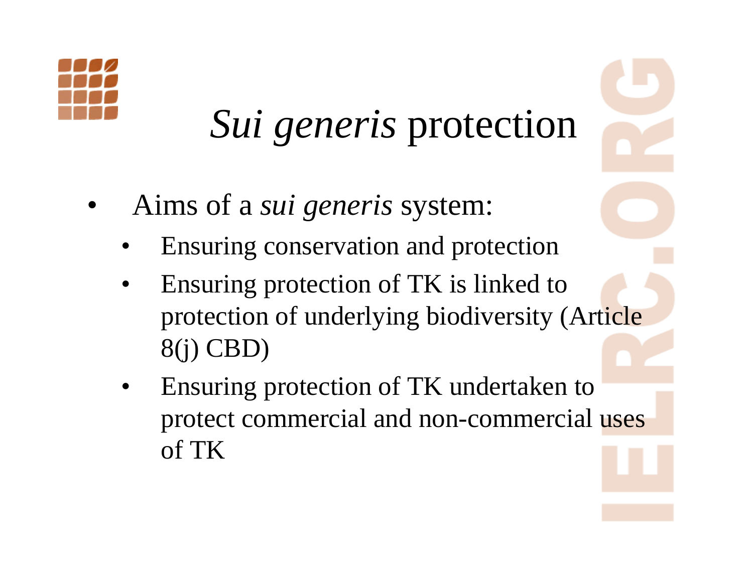# *Sui generis* protection

- Aims of a *sui generis* system:
  - Ensuring conservation and protection
  - Ensuring protection of TK is linked to protection of underlying biodiversity (Article 8(j) CBD)
  - Ensuring protection of TK undertaken to protect commercial and non-commercial uses of TK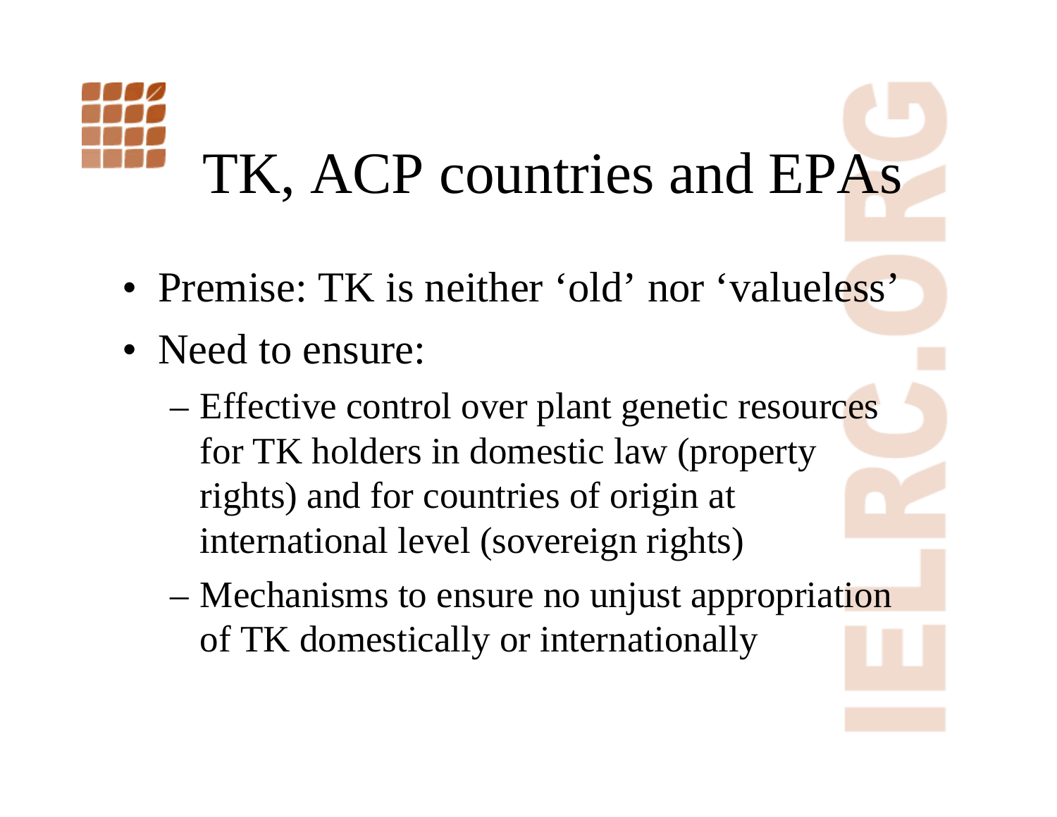# TK, ACP countries and EPAs

- Premise: TK is neither 'old' nor 'valueless'
- Need to ensure:
  - Effective control over plant genetic resources for TK holders in domestic law (property rights) and for countries of origin at international level (sovereign rights)
  - Mechanisms to ensure no unjust appropriation of TK domestically or internationally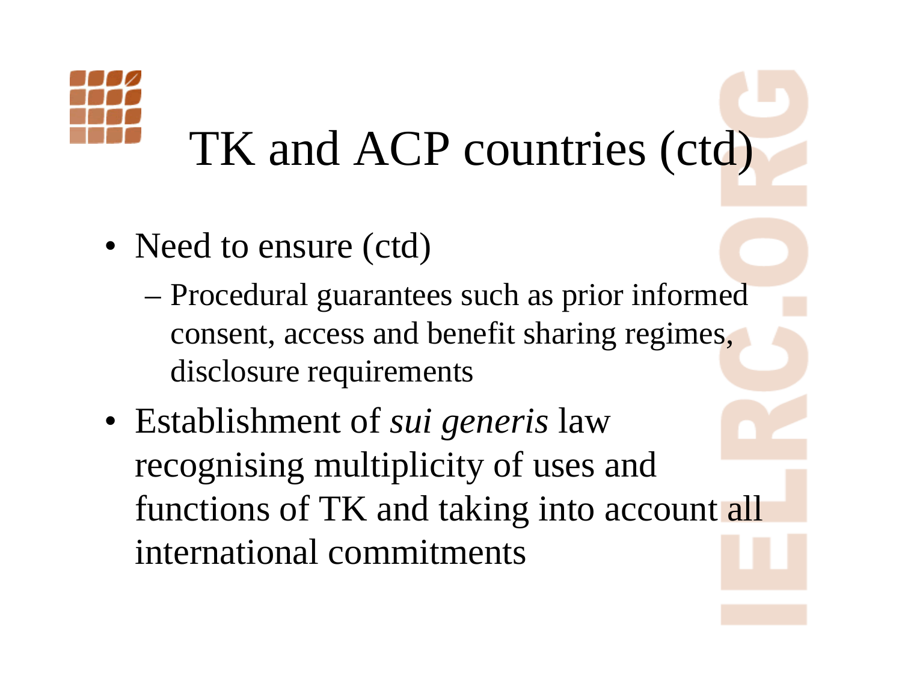# TK and ACP countries (ctd)

- Need to ensure (ctd)
  - Procedural guarantees such as prior informed consent, access and benefit sharing regimes, disclosure requirements
- Establishment of *sui generis* law recognising multiplicity of uses and functions of TK and taking into account all international commitments